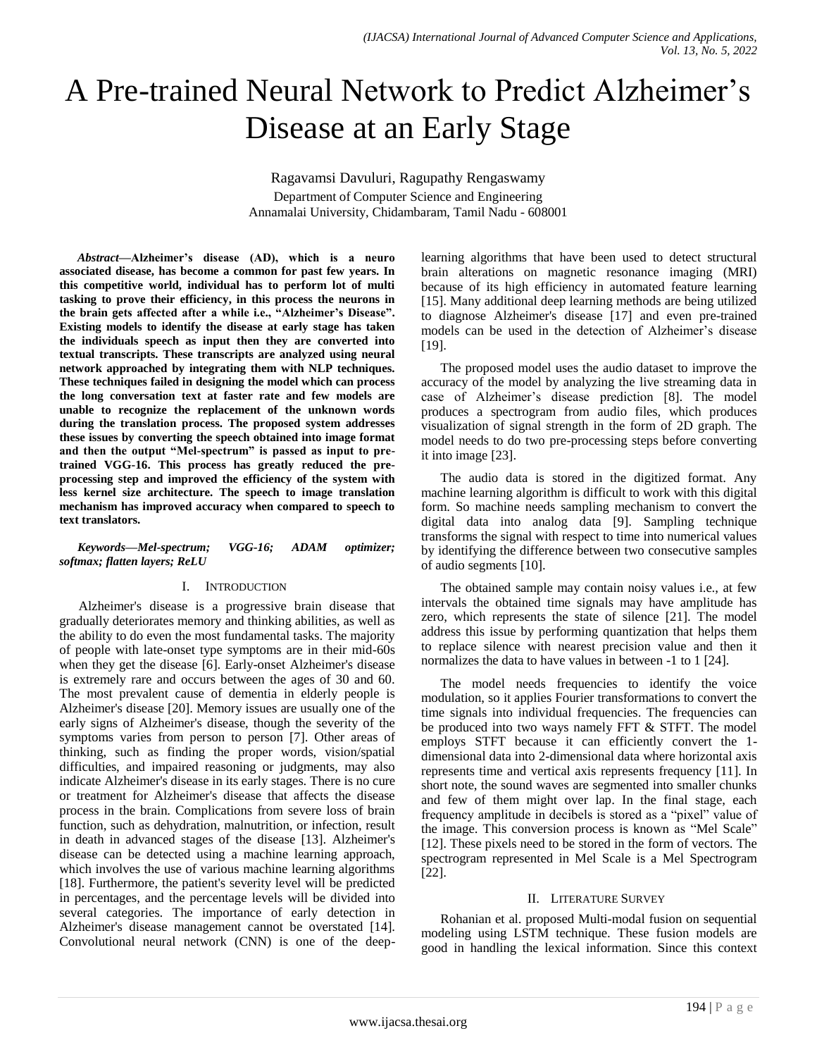# A Pre-trained Neural Network to Predict Alzheimer's Disease at an Early Stage

Ragavamsi Davuluri, Ragupathy Rengaswamy

Department of Computer Science and Engineering
Annamalai University, Chidambaram, Tamil Nadu - 608001

***Abstract*—Alzheimer's disease (AD), which is a neuro associated disease, has become a common for past few years. In this competitive world, individual has to perform lot of multi tasking to prove their efficiency, in this process the neurons in the brain gets affected after a while i.e., "Alzheimer's Disease". Existing models to identify the disease at early stage has taken the individuals speech as input then they are converted into textual transcripts. These transcripts are analyzed using neural network approached by integrating them with NLP techniques. These techniques failed in designing the model which can process the long conversation text at faster rate and few models are unable to recognize the replacement of the unknown words during the translation process. The proposed system addresses these issues by converting the speech obtained into image format and then the output "Mel-spectrum" is passed as input to pre-trained VGG-16. This process has greatly reduced the pre-processing step and improved the efficiency of the system with less kernel size architecture. The speech to image translation mechanism has improved accuracy when compared to speech to text translators.**

***Keywords*—Mel-spectrum; VGG-16; ADAM optimizer; softmax; flatten layers; ReLU**

## I. Introduction

Alzheimer's disease is a progressive brain disease that gradually deteriorates memory and thinking abilities, as well as the ability to do even the most fundamental tasks. The majority of people with late-onset type symptoms are in their mid-60s when they get the disease [6]. Early-onset Alzheimer's disease is extremely rare and occurs between the ages of 30 and 60. The most prevalent cause of dementia in elderly people is Alzheimer's disease [20]. Memory issues are usually one of the early signs of Alzheimer's disease, though the severity of the symptoms varies from person to person [7]. Other areas of thinking, such as finding the proper words, vision/spatial difficulties, and impaired reasoning or judgments, may also indicate Alzheimer's disease in its early stages. There is no cure or treatment for Alzheimer's disease that affects the disease process in the brain. Complications from severe loss of brain function, such as dehydration, malnutrition, or infection, result in death in advanced stages of the disease [13]. Alzheimer's disease can be detected using a machine learning approach, which involves the use of various machine learning algorithms [18]. Furthermore, the patient's severity level will be predicted in percentages, and the percentage levels will be divided into several categories. The importance of early detection in Alzheimer's disease management cannot be overstated [14]. Convolutional neural network (CNN) is one of the deep-learning algorithms that have been used to detect structural brain alterations on magnetic resonance imaging (MRI) because of its high efficiency in automated feature learning [15]. Many additional deep learning methods are being utilized to diagnose Alzheimer's disease [17] and even pre-trained models can be used in the detection of Alzheimer's disease [19].

The proposed model uses the audio dataset to improve the accuracy of the model by analyzing the live streaming data in case of Alzheimer's disease prediction [8]. The model produces a spectrogram from audio files, which produces visualization of signal strength in the form of 2D graph. The model needs to do two pre-processing steps before converting it into image [23].

The audio data is stored in the digitized format. Any machine learning algorithm is difficult to work with this digital form. So machine needs sampling mechanism to convert the digital data into analog data [9]. Sampling technique transforms the signal with respect to time into numerical values by identifying the difference between two consecutive samples of audio segments [10].

The obtained sample may contain noisy values i.e., at few intervals the obtained time signals may have amplitude has zero, which represents the state of silence [21]. The model address this issue by performing quantization that helps them to replace silence with nearest precision value and then it normalizes the data to have values in between -1 to 1 [24].

The model needs frequencies to identify the voice modulation, so it applies Fourier transformations to convert the time signals into individual frequencies. The frequencies can be produced into two ways namely FFT & STFT. The model employs STFT because it can efficiently convert the 1-dimensional data into 2-dimensional data where horizontal axis represents time and vertical axis represents frequency [11]. In short note, the sound waves are segmented into smaller chunks and few of them might over lap. In the final stage, each frequency amplitude in decibels is stored as a "pixel" value of the image. This conversion process is known as "Mel Scale" [12]. These pixels need to be stored in the form of vectors. The spectrogram represented in Mel Scale is a Mel Spectrogram [22].

## II. Literature Survey

Rohanian et al. proposed Multi-modal fusion on sequential modeling using LSTM technique. These fusion models are good in handling the lexical information. Since this context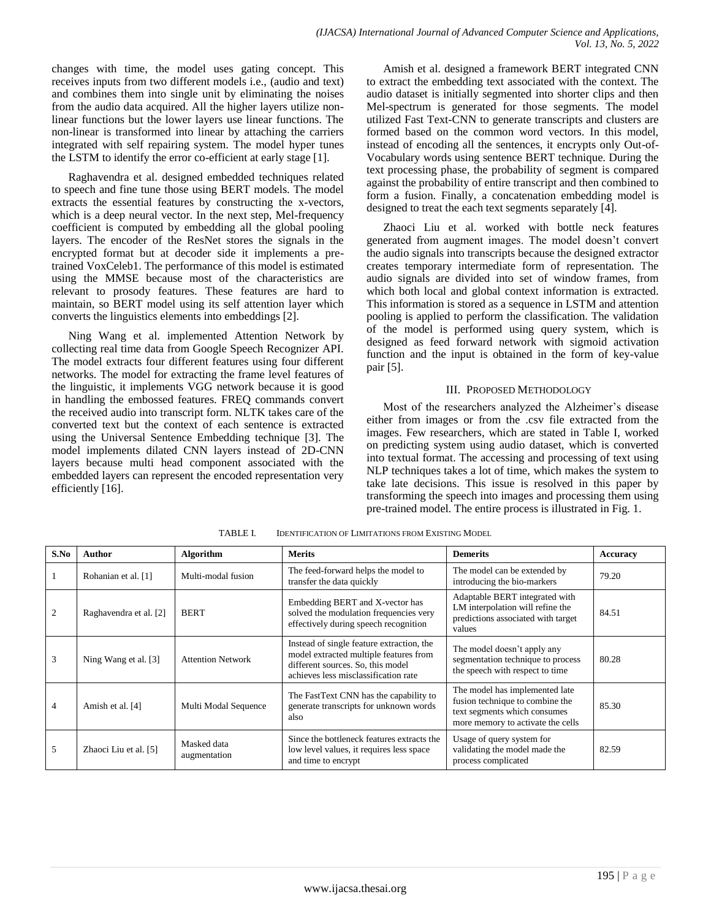changes with time, the model uses gating concept. This receives inputs from two different models i.e., (audio and text) and combines them into single unit by eliminating the noises from the audio data acquired. All the higher layers utilize non-linear functions but the lower layers use linear functions. The non-linear is transformed into linear by attaching the carriers integrated with self repairing system. The model hyper tunes the LSTM to identify the error co-efficient at early stage [1].

Raghavendra et al. designed embedded techniques related to speech and fine tune those using BERT models. The model extracts the essential features by constructing the x-vectors, which is a deep neural vector. In the next step, Mel-frequency coefficient is computed by embedding all the global pooling layers. The encoder of the ResNet stores the signals in the encrypted format but at decoder side it implements a pre-trained VoxCeleb1. The performance of this model is estimated using the MMSE because most of the characteristics are relevant to prosody features. These features are hard to maintain, so BERT model using its self attention layer which converts the linguistics elements into embeddings [2].

Ning Wang et al. implemented Attention Network by collecting real time data from Google Speech Recognizer API. The model extracts four different features using four different networks. The model for extracting the frame level features of the linguistic, it implements VGG network because it is good in handling the embossed features. FREQ commands convert the received audio into transcript form. NLTK takes care of the converted text but the context of each sentence is extracted using the Universal Sentence Embedding technique [3]. The model implements dilated CNN layers instead of 2D-CNN layers because multi head component associated with the embedded layers can represent the encoded representation very efficiently [16].

Amish et al. designed a framework BERT integrated CNN to extract the embedding text associated with the context. The audio dataset is initially segmented into shorter clips and then Mel-spectrum is generated for those segments. The model utilized Fast Text-CNN to generate transcripts and clusters are formed based on the common word vectors. In this model, instead of encoding all the sentences, it encrypts only Out-of-Vocabulary words using sentence BERT technique. During the text processing phase, the probability of segment is compared against the probability of entire transcript and then combined to form a fusion. Finally, a concatenation embedding model is designed to treat the each text segments separately [4].

Zhaoci Liu et al. worked with bottle neck features generated from augment images. The model doesn't convert the audio signals into transcripts because the designed extractor creates temporary intermediate form of representation. The audio signals are divided into set of window frames, from which both local and global context information is extracted. This information is stored as a sequence in LSTM and attention pooling is applied to perform the classification. The validation of the model is performed using query system, which is designed as feed forward network with sigmoid activation function and the input is obtained in the form of key-value pair [5].

## III. Proposed Methodology

Most of the researchers analyzed the Alzheimer's disease either from images or from the .csv file extracted from the images. Few researchers, which are stated in Table I, worked on predicting system using audio dataset, which is converted into textual format. The accessing and processing of text using NLP techniques takes a lot of time, which makes the system to take late decisions. This issue is resolved in this paper by transforming the speech into images and processing them using pre-trained model. The entire process is illustrated in Fig. 1.

TABLE I. Identification of Limitations from Existing Model

| S.No | Author | Algorithm | Merits | Demerits | Accuracy |
|---|---|---|---|---|---|
| 1 | Rohanian et al. [1] | Multi-modal fusion | The feed-forward helps the model to transfer the data quickly | The model can be extended by introducing the bio-markers | 79.20 |
| 2 | Raghavendra et al. [2] | BERT | Embedding BERT and X-vector has solved the modulation frequencies very effectively during speech recognition | Adaptable BERT integrated with LM interpolation will refine the predictions associated with target values | 84.51 |
| 3 | Ning Wang et al. [3] | Attention Network | Instead of single feature extraction, the model extracted multiple features from different sources. So, this model achieves less misclassification rate | The model doesn't apply any segmentation technique to process the speech with respect to time | 80.28 |
| 4 | Amish et al. [4] | Multi Modal Sequence | The FastText CNN has the capability to generate transcripts for unknown words also | The model has implemented late fusion technique to combine the text segments which consumes more memory to activate the cells | 85.30 |
| 5 | Zhaoci Liu et al. [5] | Masked data augmentation | Since the bottleneck features extracts the low level values, it requires less space and time to encrypt | Usage of query system for validating the model made the process complicated | 82.59 |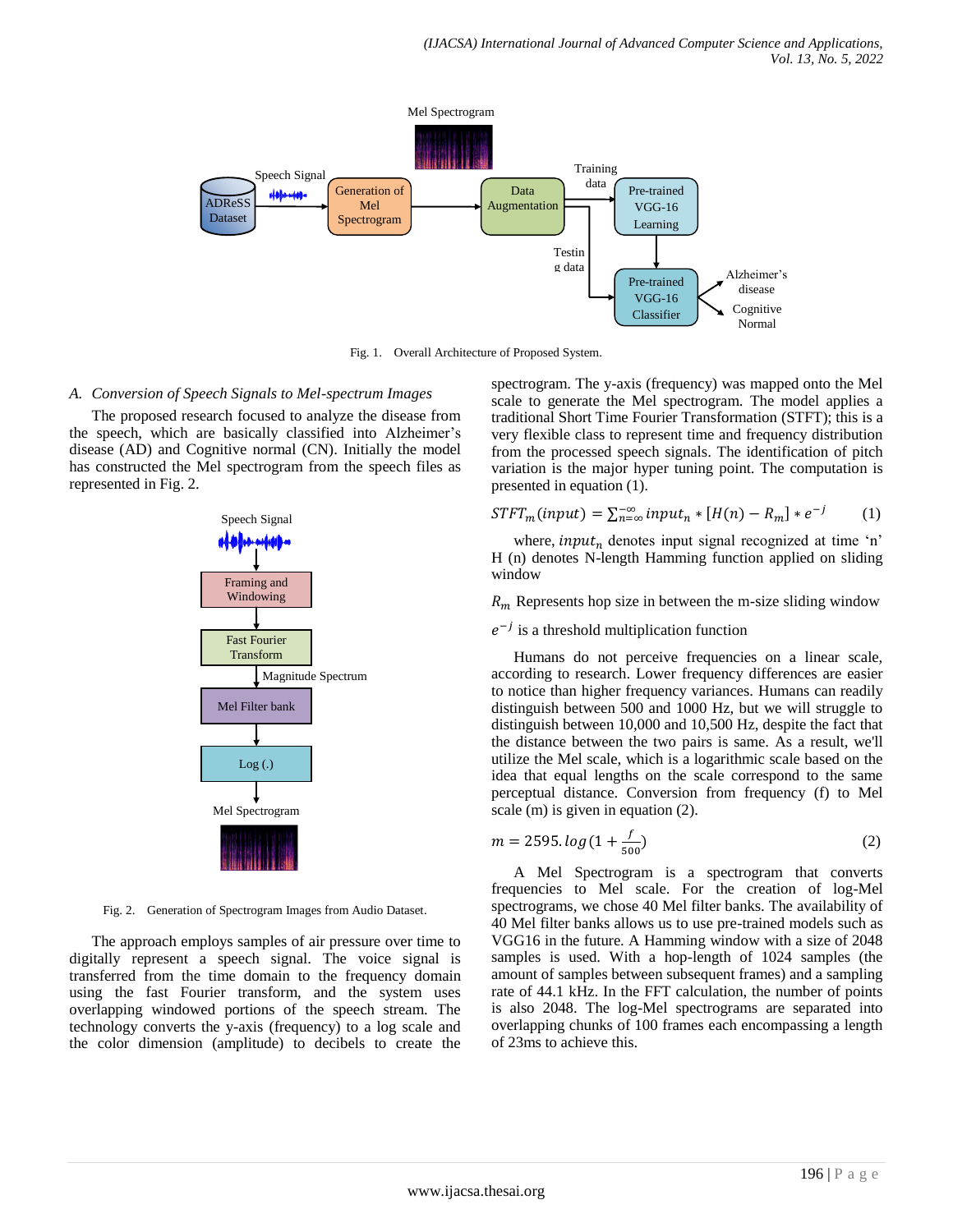Fig. 1. Overall Architecture of Proposed System.

## A. *Conversion of Speech Signals to Mel-spectrum Images*

The proposed research focused to analyze the disease from the speech, which are basically classified into Alzheimer's disease (AD) and Cognitive normal (CN). Initially the model has constructed the Mel spectrogram from the speech files as represented in Fig. 2.

Fig. 2. Generation of Spectrogram Images from Audio Dataset.

The approach employs samples of air pressure over time to digitally represent a speech signal. The voice signal is transferred from the time domain to the frequency domain using the fast Fourier transform, and the system uses overlapping windowed portions of the speech stream. The technology converts the y-axis (frequency) to a log scale and the color dimension (amplitude) to decibels to create the spectrogram. The y-axis (frequency) was mapped onto the Mel scale to generate the Mel spectrogram. The model applies a traditional Short Time Fourier Transformation (STFT); this is a very flexible class to represent time and frequency distribution from the processed speech signals. The identification of pitch variation is the major hyper tuning point. The computation is presented in equation (1).

$$STFT_m(input) = \sum_{n=\infty}^{-\infty} input_n * [H(n) - R_m] * e^{-j} \quad (1)$$

where, $input_n$ denotes input signal recognized at time 'n' H (n) denotes N-length Hamming function applied on sliding window

$R_m$ Represents hop size in between the m-size sliding window

$e^{-j}$ is a threshold multiplication function

Humans do not perceive frequencies on a linear scale, according to research. Lower frequency differences are easier to notice than higher frequency variances. Humans can readily distinguish between 500 and 1000 Hz, but we will struggle to distinguish between 10,000 and 10,500 Hz, despite the fact that the distance between the two pairs is same. As a result, we'll utilize the Mel scale, which is a logarithmic scale based on the idea that equal lengths on the scale correspond to the same perceptual distance. Conversion from frequency (f) to Mel scale (m) is given in equation (2).

$$m = 2595.\,log\,(1 + \tfrac{f}{500}) \quad (2)$$

A Mel Spectrogram is a spectrogram that converts frequencies to Mel scale. For the creation of log-Mel spectrograms, we chose 40 Mel filter banks. The availability of 40 Mel filter banks allows us to use pre-trained models such as VGG16 in the future. A Hamming window with a size of 2048 samples is used. With a hop-length of 1024 samples (the amount of samples between subsequent frames) and a sampling rate of 44.1 kHz. In the FFT calculation, the number of points is also 2048. The log-Mel spectrograms are separated into overlapping chunks of 100 frames each encompassing a length of 23ms to achieve this.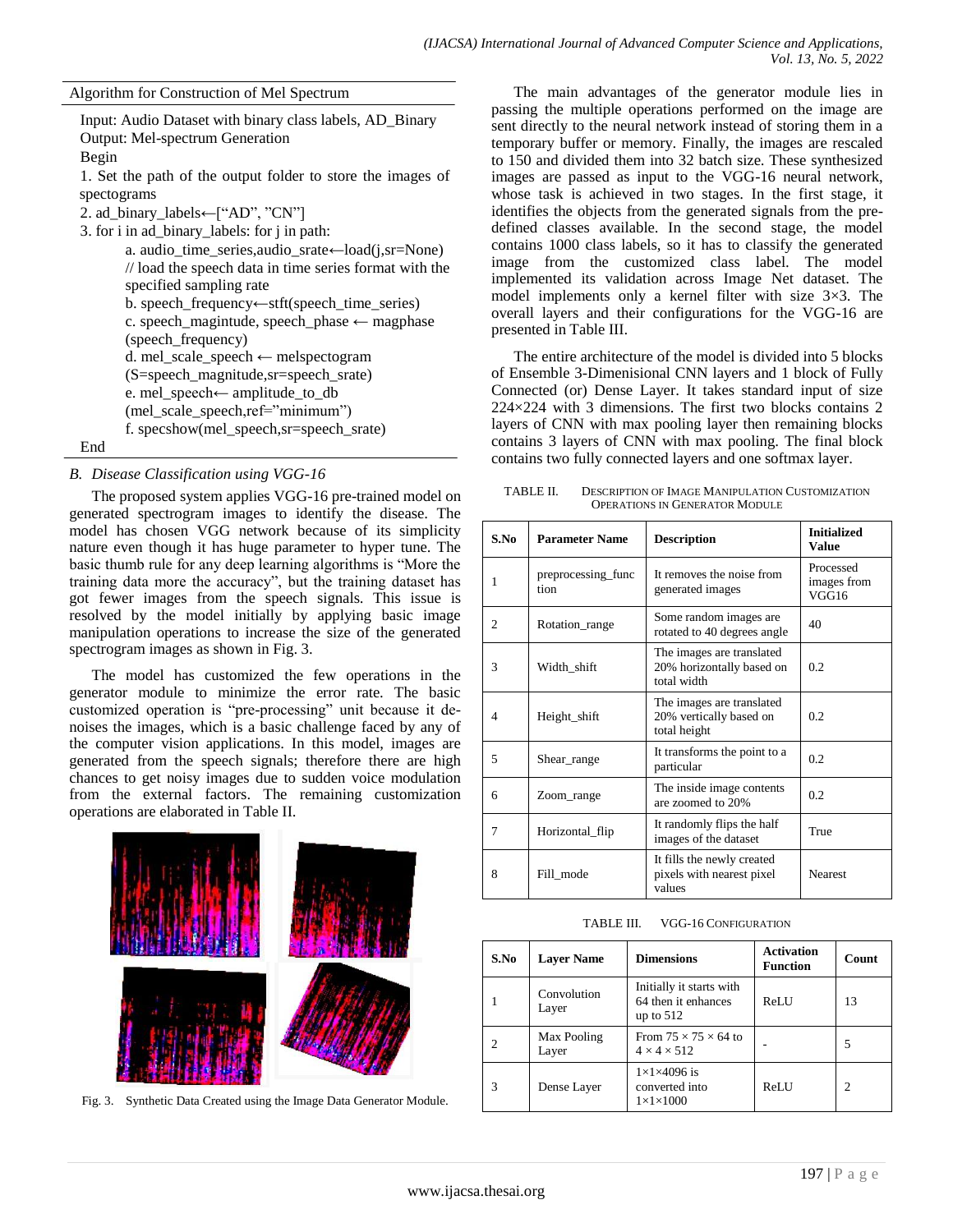**Algorithm for Construction of Mel Spectrum**

Input: Audio Dataset with binary class labels, AD_Binary
Output: Mel-spectrum Generation
Begin

1. Set the path of the output folder to store the images of spectograms
2. ad_binary_labels←["AD", "CN"]
3. for i in ad_binary_labels: for j in path:
   a. audio_time_series,audio_srate←load(j,sr=None) // load the speech data in time series format with the specified sampling rate
   b. speech_frequency←stft(speech_time_series)
   c. speech_magintude, speech_phase ← magphase (speech_frequency)
   d. mel_scale_speech ← melspectogram (S=speech_magnitude,sr=speech_srate)
   e. mel_speech← amplitude_to_db (mel_scale_speech,ref="minimum")
   f. specshow(mel_speech,sr=speech_srate)

End

### B. Disease Classification using VGG-16

The proposed system applies VGG-16 pre-trained model on generated spectrogram images to identify the disease. The model has chosen VGG network because of its simplicity nature even though it has huge parameter to hyper tune. The basic thumb rule for any deep learning algorithms is "More the training data more the accuracy", but the training dataset has got fewer images from the speech signals. This issue is resolved by the model initially by applying basic image manipulation operations to increase the size of the generated spectrogram images as shown in Fig. 3.

The model has customized the few operations in the generator module to minimize the error rate. The basic customized operation is "pre-processing" unit because it de-noises the images, which is a basic challenge faced by any of the computer vision applications. In this model, images are generated from the speech signals; therefore there are high chances to get noisy images due to sudden voice modulation from the external factors. The remaining customization operations are elaborated in Table II.

Fig. 3. Synthetic Data Created using the Image Data Generator Module.

The main advantages of the generator module lies in passing the multiple operations performed on the image are sent directly to the neural network instead of storing them in a temporary buffer or memory. Finally, the images are rescaled to 150 and divided them into 32 batch size. These synthesized images are passed as input to the VGG-16 neural network, whose task is achieved in two stages. In the first stage, it identifies the objects from the generated signals from the pre-defined classes available. In the second stage, the model contains 1000 class labels, so it has to classify the generated image from the customized class label. The model implemented its validation across Image Net dataset. The model implements only a kernel filter with size 3×3. The overall layers and their configurations for the VGG-16 are presented in Table III.

The entire architecture of the model is divided into 5 blocks of Ensemble 3-Dimensional CNN layers and 1 block of Fully Connected (or) Dense Layer. It takes standard input of size 224×224 with 3 dimensions. The first two blocks contains 2 layers of CNN with max pooling layer then remaining blocks contains 3 layers of CNN with max pooling. The final block contains two fully connected layers and one softmax layer.

TABLE II. DESCRIPTION OF IMAGE MANIPULATION CUSTOMIZATION OPERATIONS IN GENERATOR MODULE

| S.No | Parameter Name | Description | Initialized Value |
|---|---|---|---|
| 1 | preprocessing_function | It removes the noise from generated images | Processed images from VGG16 |
| 2 | Rotation_range | Some random images are rotated to 40 degrees angle | 40 |
| 3 | Width_shift | The images are translated 20% horizontally based on total width | 0.2 |
| 4 | Height_shift | The images are translated 20% vertically based on total height | 0.2 |
| 5 | Shear_range | It transforms the point to a particular | 0.2 |
| 6 | Zoom_range | The inside image contents are zoomed to 20% | 0.2 |
| 7 | Horizontal_flip | It randomly flips the half images of the dataset | True |
| 8 | Fill_mode | It fills the newly created pixels with nearest pixel values | Nearest |

TABLE III. VGG-16 CONFIGURATION

| S.No | Layer Name | Dimensions | Activation Function | Count |
|---|---|---|---|---|
| 1 | Convolution Layer | Initially it starts with 64 then it enhances up to 512 | ReLU | 13 |
| 2 | Max Pooling Layer | From 75 × 75 × 64 to 4 × 4 × 512 | - | 5 |
| 3 | Dense Layer | 1×1×4096 is converted into 1×1×1000 | ReLU | 2 |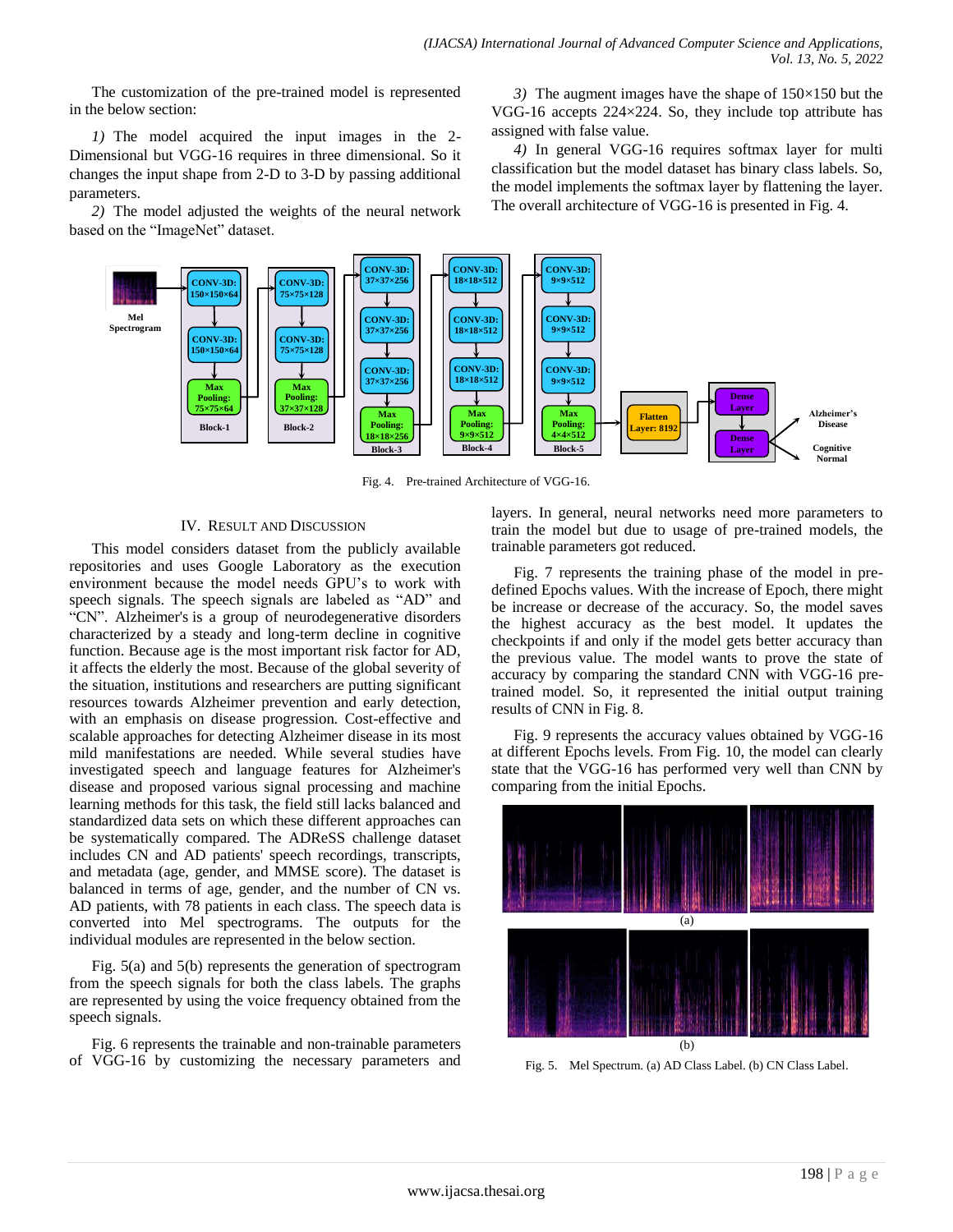The customization of the pre-trained model is represented in the below section:

*1)* The model acquired the input images in the 2-Dimensional but VGG-16 requires in three dimensional. So it changes the input shape from 2-D to 3-D by passing additional parameters.

*2)* The model adjusted the weights of the neural network based on the "ImageNet" dataset.

*3)* The augment images have the shape of 150×150 but the VGG-16 accepts 224×224. So, they include top attribute has assigned with false value.

*4)* In general VGG-16 requires softmax layer for multi classification but the model dataset has binary class labels. So, the model implements the softmax layer by flattening the layer. The overall architecture of VGG-16 is presented in Fig. 4.

Fig. 4. Pre-trained Architecture of VGG-16.

## IV. Result and Discussion

This model considers dataset from the publicly available repositories and uses Google Laboratory as the execution environment because the model needs GPU's to work with speech signals. The speech signals are labeled as "AD" and "CN". Alzheimer's is a group of neurodegenerative disorders characterized by a steady and long-term decline in cognitive function. Because age is the most important risk factor for AD, it affects the elderly the most. Because of the global severity of the situation, institutions and researchers are putting significant resources towards Alzheimer prevention and early detection, with an emphasis on disease progression. Cost-effective and scalable approaches for detecting Alzheimer disease in its most mild manifestations are needed. While several studies have investigated speech and language features for Alzheimer's disease and proposed various signal processing and machine learning methods for this task, the field still lacks balanced and standardized data sets on which these different approaches can be systematically compared. The ADReSS challenge dataset includes CN and AD patients' speech recordings, transcripts, and metadata (age, gender, and MMSE score). The dataset is balanced in terms of age, gender, and the number of CN vs. AD patients, with 78 patients in each class. The speech data is converted into Mel spectrograms. The outputs for the individual modules are represented in the below section.

Fig. 5(a) and 5(b) represents the generation of spectrogram from the speech signals for both the class labels. The graphs are represented by using the voice frequency obtained from the speech signals.

Fig. 6 represents the trainable and non-trainable parameters of VGG-16 by customizing the necessary parameters and layers. In general, neural networks need more parameters to train the model but due to usage of pre-trained models, the trainable parameters got reduced.

Fig. 7 represents the training phase of the model in pre-defined Epochs values. With the increase of Epoch, there might be increase or decrease of the accuracy. So, the model saves the highest accuracy as the best model. It updates the checkpoints if and only if the model gets better accuracy than the previous value. The model wants to prove the state of accuracy by comparing the standard CNN with VGG-16 pre-trained model. So, it represented the initial output training results of CNN in Fig. 8.

Fig. 9 represents the accuracy values obtained by VGG-16 at different Epochs levels. From Fig. 10, the model can clearly state that the VGG-16 has performed very well than CNN by comparing from the initial Epochs.

(a)

(b)

Fig. 5. Mel Spectrum. (a) AD Class Label. (b) CN Class Label.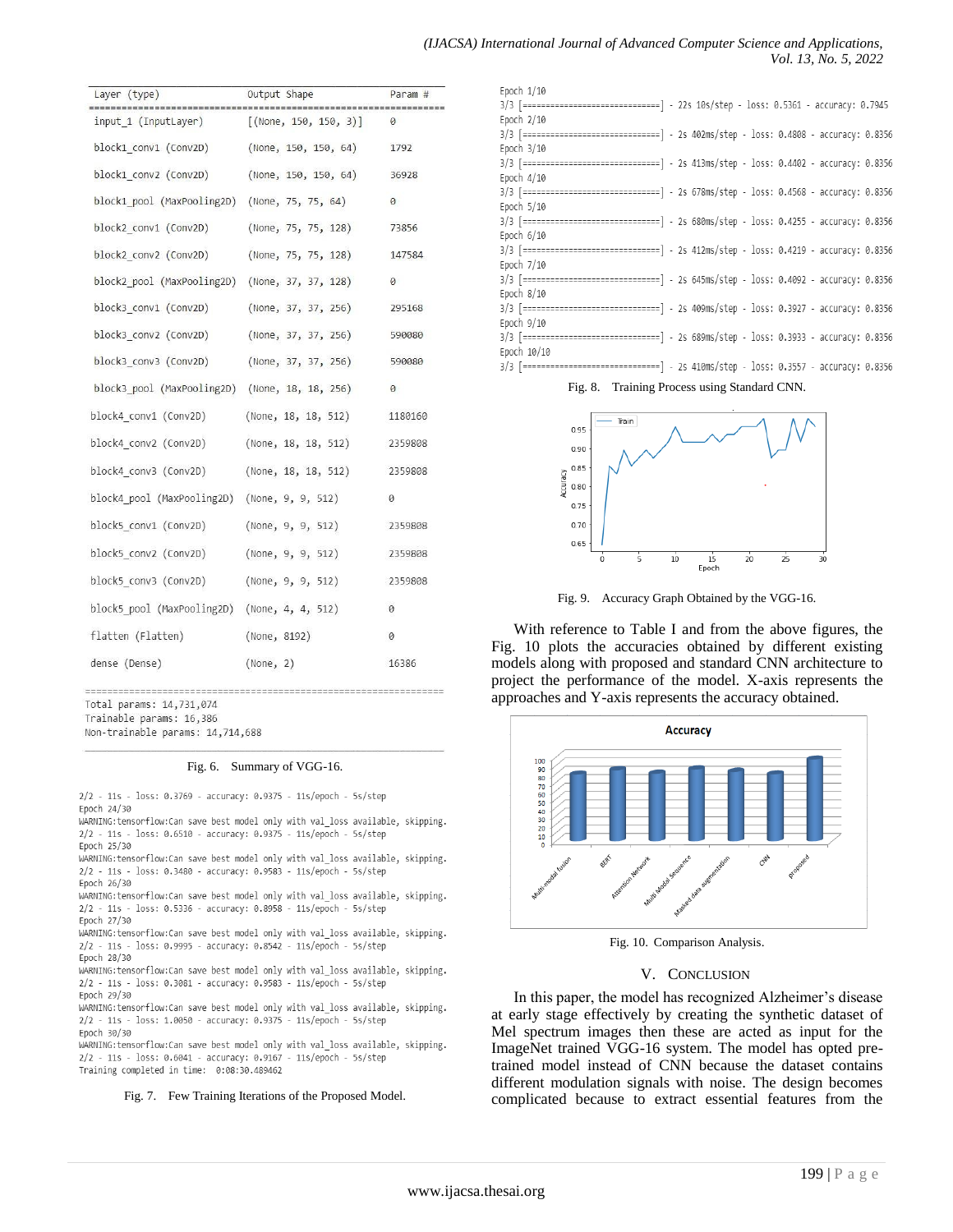```
Layer (type)                 Output Shape              Param #
=================================================================
input_1 (InputLayer)         [(None, 150, 150, 3)]     0

block1_conv1 (Conv2D)        (None, 150, 150, 64)      1792

block1_conv2 (Conv2D)        (None, 150, 150, 64)      36928

block1_pool (MaxPooling2D)   (None, 75, 75, 64)        0

block2_conv1 (Conv2D)        (None, 75, 75, 128)       73856

block2_conv2 (Conv2D)        (None, 75, 75, 128)       147584

block2_pool (MaxPooling2D)   (None, 37, 37, 128)       0

block3_conv1 (Conv2D)        (None, 37, 37, 256)       295168

block3_conv2 (Conv2D)        (None, 37, 37, 256)       590080

block3_conv3 (Conv2D)        (None, 37, 37, 256)       590080

block3_pool (MaxPooling2D)   (None, 18, 18, 256)       0

block4_conv1 (Conv2D)        (None, 18, 18, 512)       1180160

block4_conv2 (Conv2D)        (None, 18, 18, 512)       2359808

block4_conv3 (Conv2D)        (None, 18, 18, 512)       2359808

block4_pool (MaxPooling2D)   (None, 9, 9, 512)         0

block5_conv1 (Conv2D)        (None, 9, 9, 512)         2359808

block5_conv2 (Conv2D)        (None, 9, 9, 512)         2359808

block5_conv3 (Conv2D)        (None, 9, 9, 512)         2359808

block5_pool (MaxPooling2D)   (None, 4, 4, 512)         0

flatten (Flatten)            (None, 8192)              0

dense (Dense)                (None, 2)                 16386

=================================================================
Total params: 14,731,074
Trainable params: 16,386
Non-trainable params: 14,714,688
```

Fig. 6. Summary of VGG-16.

```
2/2 - 11s - loss: 0.3769 - accuracy: 0.9375 - 11s/epoch - 5s/step
Epoch 24/30
WARNING:tensorflow:Can save best model only with val_loss available, skipping.
2/2 - 11s - loss: 0.6510 - accuracy: 0.9375 - 11s/epoch - 5s/step
Epoch 25/30
WARNING:tensorflow:Can save best model only with val_loss available, skipping.
2/2 - 11s - loss: 0.3480 - accuracy: 0.9583 - 11s/epoch - 5s/step
Epoch 26/30
WARNING:tensorflow:Can save best model only with val_loss available, skipping.
2/2 - 11s - loss: 0.5336 - accuracy: 0.8958 - 11s/epoch - 5s/step
Epoch 27/30
WARNING:tensorflow:Can save best model only with val_loss available, skipping.
2/2 - 11s - loss: 0.9995 - accuracy: 0.8542 - 11s/epoch - 5s/step
Epoch 28/30
WARNING:tensorflow:Can save best model only with val_loss available, skipping.
2/2 - 11s - loss: 0.3081 - accuracy: 0.9583 - 11s/epoch - 5s/step
Epoch 29/30
WARNING:tensorflow:Can save best model only with val_loss available, skipping.
2/2 - 11s - loss: 1.0050 - accuracy: 0.9375 - 11s/epoch - 5s/step
Epoch 30/30
WARNING:tensorflow:Can save best model only with val_loss available, skipping.
2/2 - 11s - loss: 0.6041 - accuracy: 0.9167 - 11s/epoch - 5s/step
Training completed in time:  0:08:30.489462
```

Fig. 7. Few Training Iterations of the Proposed Model.

```
Epoch 1/10
3/3 [==============================] - 22s 10s/step - loss: 0.5361 - accuracy: 0.7945
Epoch 2/10
3/3 [==============================] - 2s 402ms/step - loss: 0.4808 - accuracy: 0.8356
Epoch 3/10
3/3 [==============================] - 2s 413ms/step - loss: 0.4402 - accuracy: 0.8356
Epoch 4/10
3/3 [==============================] - 2s 678ms/step - loss: 0.4568 - accuracy: 0.8356
Epoch 5/10
3/3 [==============================] - 2s 680ms/step - loss: 0.4255 - accuracy: 0.8356
Epoch 6/10
3/3 [==============================] - 2s 412ms/step - loss: 0.4219 - accuracy: 0.8356
Epoch 7/10
3/3 [==============================] - 2s 645ms/step - loss: 0.4092 - accuracy: 0.8356
Epoch 8/10
3/3 [==============================] - 2s 409ms/step - loss: 0.3927 - accuracy: 0.8356
Epoch 9/10
3/3 [==============================] - 2s 689ms/step - loss: 0.3933 - accuracy: 0.8356
Epoch 10/10
3/3 [==============================] - 2s 410ms/step - loss: 0.3557 - accuracy: 0.8356
```

Fig. 8. Training Process using Standard CNN.

Fig. 9. Accuracy Graph Obtained by the VGG-16.

With reference to Table I and from the above figures, the Fig. 10 plots the accuracies obtained by different existing models along with proposed and standard CNN architecture to project the performance of the model. X-axis represents the approaches and Y-axis represents the accuracy obtained.

Fig. 10. Comparison Analysis.

## V. Conclusion

In this paper, the model has recognized Alzheimer's disease at early stage effectively by creating the synthetic dataset of Mel spectrum images then these are acted as input for the ImageNet trained VGG-16 system. The model has opted pre-trained model instead of CNN because the dataset contains different modulation signals with noise. The design becomes complicated because to extract essential features from the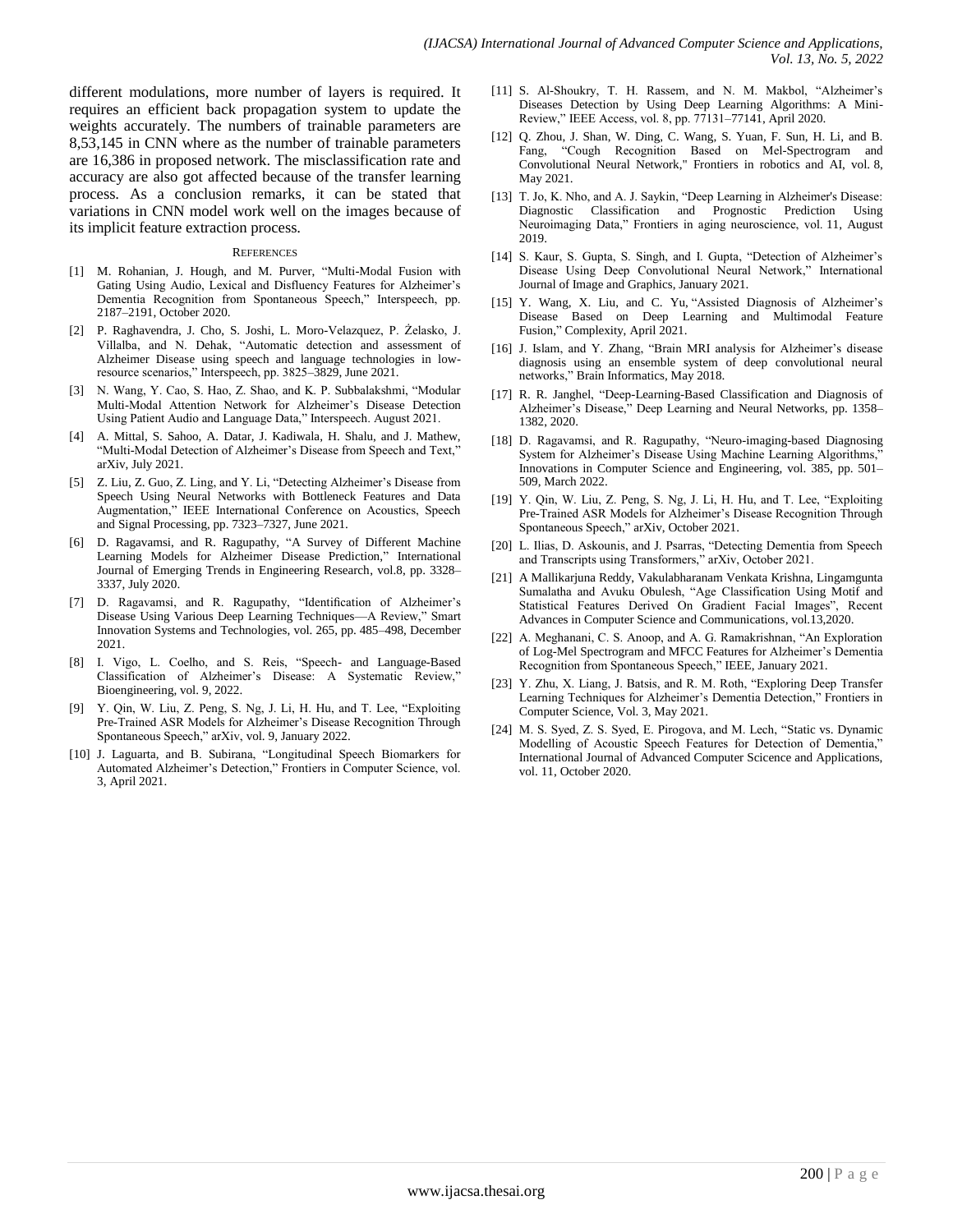different modulations, more number of layers is required. It requires an efficient back propagation system to update the weights accurately. The numbers of trainable parameters are 8,53,145 in CNN where as the number of trainable parameters are 16,386 in proposed network. The misclassification rate and accuracy are also got affected because of the transfer learning process. As a conclusion remarks, it can be stated that variations in CNN model work well on the images because of its implicit feature extraction process.

## REFERENCES

[1] M. Rohanian, J. Hough, and M. Purver, "Multi-Modal Fusion with Gating Using Audio, Lexical and Disfluency Features for Alzheimer's Dementia Recognition from Spontaneous Speech," Interspeech, pp. 2187–2191, October 2020.

[2] P. Raghavendra, J. Cho, S. Joshi, L. Moro-Velazquez, P. Żelasko, J. Villalba, and N. Dehak, "Automatic detection and assessment of Alzheimer Disease using speech and language technologies in low-resource scenarios," Interspeech, pp. 3825–3829, June 2021.

[3] N. Wang, Y. Cao, S. Hao, Z. Shao, and K. P. Subbalakshmi, "Modular Multi-Modal Attention Network for Alzheimer's Disease Detection Using Patient Audio and Language Data," Interspeech. August 2021.

[4] A. Mittal, S. Sahoo, A. Datar, J. Kadiwala, H. Shalu, and J. Mathew, "Multi-Modal Detection of Alzheimer's Disease from Speech and Text," arXiv, July 2021.

[5] Z. Liu, Z. Guo, Z. Ling, and Y. Li, "Detecting Alzheimer's Disease from Speech Using Neural Networks with Bottleneck Features and Data Augmentation," IEEE International Conference on Acoustics, Speech and Signal Processing, pp. 7323–7327, June 2021.

[6] D. Ragavamsi, and R. Ragupathy, "A Survey of Different Machine Learning Models for Alzheimer Disease Prediction," International Journal of Emerging Trends in Engineering Research, vol.8, pp. 3328–3337, July 2020.

[7] D. Ragavamsi, and R. Ragupathy, "Identification of Alzheimer's Disease Using Various Deep Learning Techniques—A Review," Smart Innovation Systems and Technologies, vol. 265, pp. 485–498, December 2021.

[8] I. Vigo, L. Coelho, and S. Reis, "Speech- and Language-Based Classification of Alzheimer's Disease: A Systematic Review," Bioengineering, vol. 9, 2022.

[9] Y. Qin, W. Liu, Z. Peng, S. Ng, J. Li, H. Hu, and T. Lee, "Exploiting Pre-Trained ASR Models for Alzheimer's Disease Recognition Through Spontaneous Speech," arXiv, vol. 9, January 2022.

[10] J. Laguarta, and B. Subirana, "Longitudinal Speech Biomarkers for Automated Alzheimer's Detection," Frontiers in Computer Science, vol. 3, April 2021.

[11] S. Al-Shoukry, T. H. Rassem, and N. M. Makbol, "Alzheimer's Diseases Detection by Using Deep Learning Algorithms: A Mini-Review," IEEE Access, vol. 8, pp. 77131–77141, April 2020.

[12] Q. Zhou, J. Shan, W. Ding, C. Wang, S. Yuan, F. Sun, H. Li, and B. Fang, "Cough Recognition Based on Mel-Spectrogram and Convolutional Neural Network," Frontiers in robotics and AI, vol. 8, May 2021.

[13] T. Jo, K. Nho, and A. J. Saykin, "Deep Learning in Alzheimer's Disease: Diagnostic Classification and Prognostic Prediction Using Neuroimaging Data," Frontiers in aging neuroscience, vol. 11, August 2019.

[14] S. Kaur, S. Gupta, S. Singh, and I. Gupta, "Detection of Alzheimer's Disease Using Deep Convolutional Neural Network," International Journal of Image and Graphics, January 2021.

[15] Y. Wang, X. Liu, and C. Yu, "Assisted Diagnosis of Alzheimer's Disease Based on Deep Learning and Multimodal Feature Fusion," Complexity, April 2021.

[16] J. Islam, and Y. Zhang, "Brain MRI analysis for Alzheimer's disease diagnosis using an ensemble system of deep convolutional neural networks," Brain Informatics, May 2018.

[17] R. R. Janghel, "Deep-Learning-Based Classification and Diagnosis of Alzheimer's Disease," Deep Learning and Neural Networks, pp. 1358–1382, 2020.

[18] D. Ragavamsi, and R. Ragupathy, "Neuro-imaging-based Diagnosing System for Alzheimer's Disease Using Machine Learning Algorithms," Innovations in Computer Science and Engineering, vol. 385, pp. 501–509, March 2022.

[19] Y. Qin, W. Liu, Z. Peng, S. Ng, J. Li, H. Hu, and T. Lee, "Exploiting Pre-Trained ASR Models for Alzheimer's Disease Recognition Through Spontaneous Speech," arXiv, October 2021.

[20] L. Ilias, D. Askounis, and J. Psarras, "Detecting Dementia from Speech and Transcripts using Transformers," arXiv, October 2021.

[21] A Mallikarjuna Reddy, Vakulabharanam Venkata Krishna, Lingamgunta Sumalatha and Avuku Obulesh, "Age Classification Using Motif and Statistical Features Derived On Gradient Facial Images", Recent Advances in Computer Science and Communications, vol.13,2020.

[22] A. Meghanani, C. S. Anoop, and A. G. Ramakrishnan, "An Exploration of Log-Mel Spectrogram and MFCC Features for Alzheimer's Dementia Recognition from Spontaneous Speech," IEEE, January 2021.

[23] Y. Zhu, X. Liang, J. Batsis, and R. M. Roth, "Exploring Deep Transfer Learning Techniques for Alzheimer's Dementia Detection," Frontiers in Computer Science, Vol. 3, May 2021.

[24] M. S. Syed, Z. S. Syed, E. Pirogova, and M. Lech, "Static vs. Dynamic Modelling of Acoustic Speech Features for Detection of Dementia," International Journal of Advanced Computer Scicence and Applications, vol. 11, October 2020.